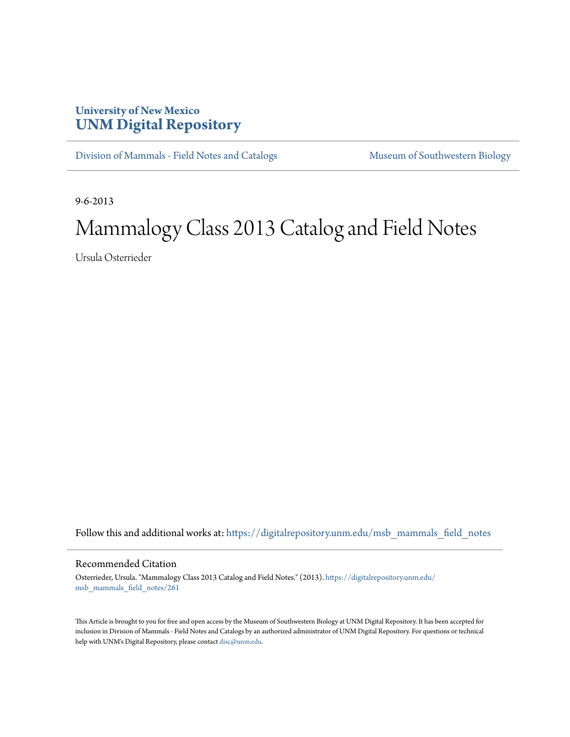University of New Mexico
# UNM Digital Repository

Division of Mammals - Field Notes and Catalogs | Museum of Southwestern Biology

9-6-2013

# Mammalogy Class 2013 Catalog and Field Notes

Ursula Osterrieder

Follow this and additional works at: https://digitalrepository.unm.edu/msb_mammals_field_notes

## Recommended Citation

Osterrieder, Ursula. "Mammalogy Class 2013 Catalog and Field Notes." (2013). https://digitalrepository.unm.edu/msb_mammals_field_notes/261

This Article is brought to you for free and open access by the Museum of Southwestern Biology at UNM Digital Repository. It has been accepted for inclusion in Division of Mammals - Field Notes and Catalogs by an authorized administrator of UNM Digital Repository. For questions or technical help with UNM's Digital Repository, please contact disc@unm.edu.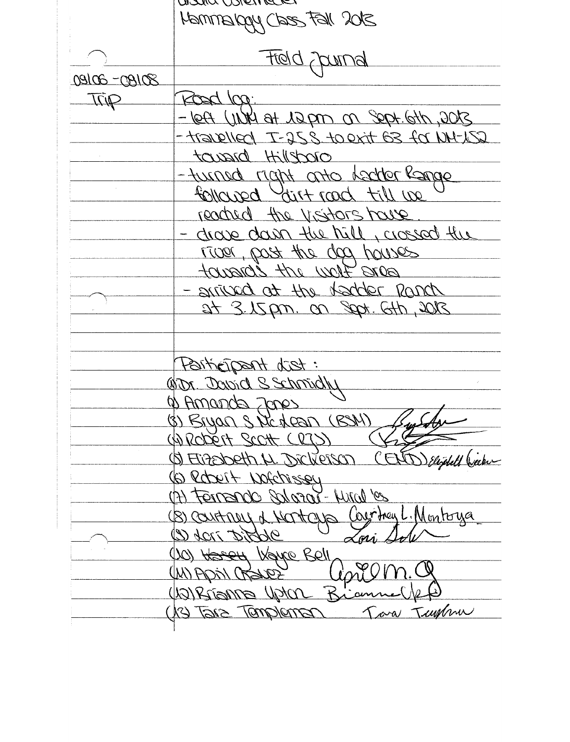Ursula Ostermeier

Mammalogy Class Fall 2013

## Field Journal

09/06 - 09/08 Trip

Road log:

- left UNM at 12pm on Sept. 6th, 2013
- travelled I-25 S. to exit 63 for NM-152 toward Hillsboro
- turned right onto Ladder Range followed dirt road till we reached the visitors house.
- drove down the hill, crossed the river, past the dog houses towards the wolf area
- arrived at the Ladder Ranch at 3.15pm. on Sept. 6th, 2013

Participant list:

(1) Dr. David S Schmidly
(2) Amanda Jones
(3) Bryan S McLean (BSM) *Bryan S. McLean*
(4) Robert Scott (RJS) *[signature]*
(5) Elizabeth M. Dickerson (EMD) *Elizabeth Dickerson*
(6) Robert Nofchissey
(7) Fernando Salazar-Mirales
(8) Courtney L. Montoya *Courtney L. Montoya*
(9) Lori Dibble *Lori Dibble*
(10) ~~Harry~~ Wayne Bell
(11) April Chavez *April M. C.*
(12) Brianna Upton *Brianna Upton*
(13) Tara Templeman *Tara Templeman*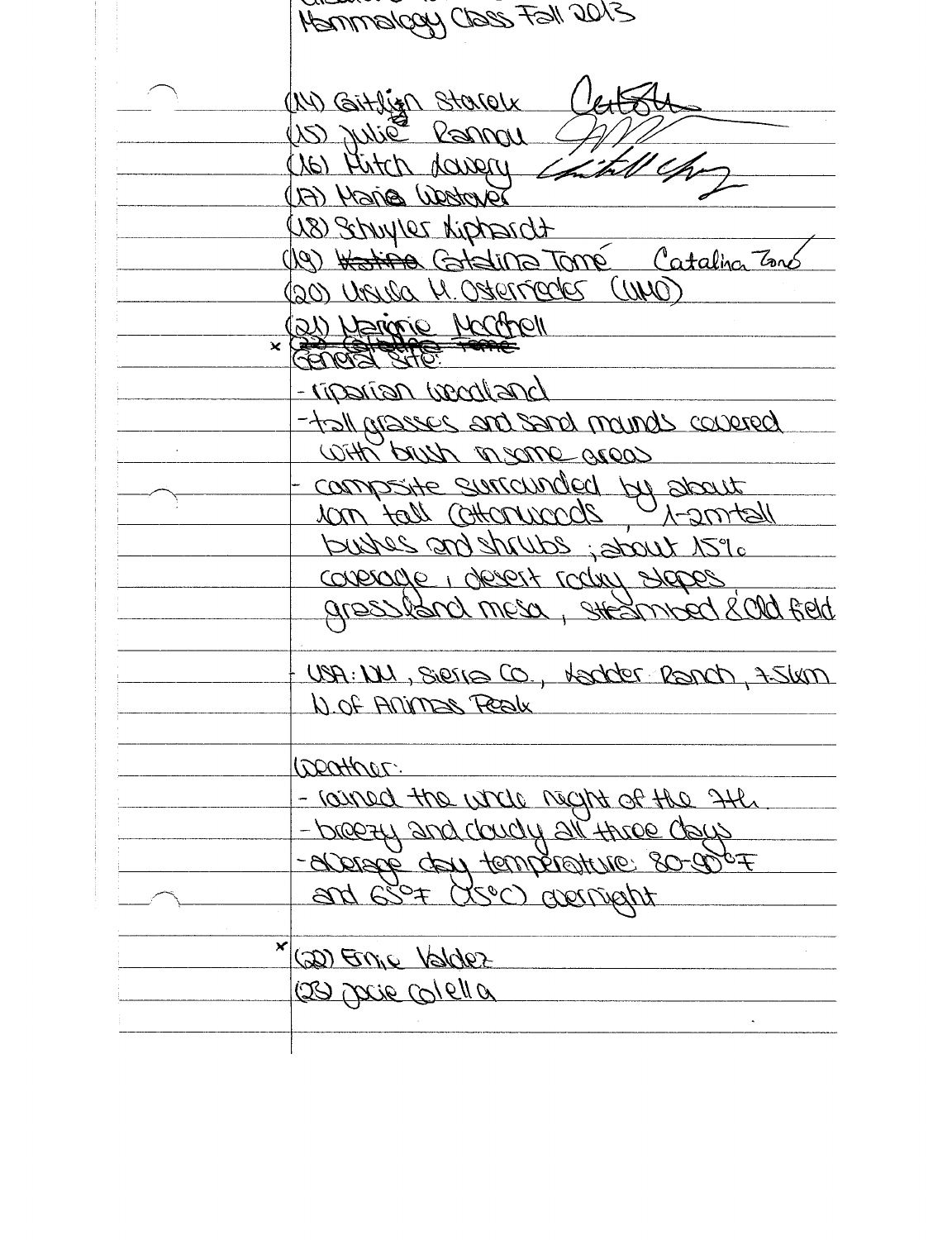Mammalogy Class Fall 2013

(14) Caitlin Starek *Caitlin*
(15) Julie Rannou *JR*
(16) Mitch Lowery *Mitchell Lowery*
(17) Maria Westover
(18) Schuyler Liphardt
(19) ~~Katina~~ Catalina Tomé *Catalina Tomé*
(20) Ursula M. Osterreider (UMO)
(21) Marjorie McCrell
× ~~(22) Catalina Tomé~~

General Site:

- riparian woodland
- tall grasses and sand mounds covered with brush in some areas
- campsite surrounded by about 10m tall cottonwoods, 1-2m tall bushes and shrubs; about 15% coverage, desert rocky slopes, grassland mesa, streambed & old field

- USA: NM, Sierra Co., Ladder Ranch, 7.5km N. of Animas Peak

Weather:

- rained the whole night of the 7th.
- breezy and cloudy all three days
- average day temperature: 80-90°F and 65°F (15°C) overnight

× (22) Ernie Valdez
(23) Jacie Colella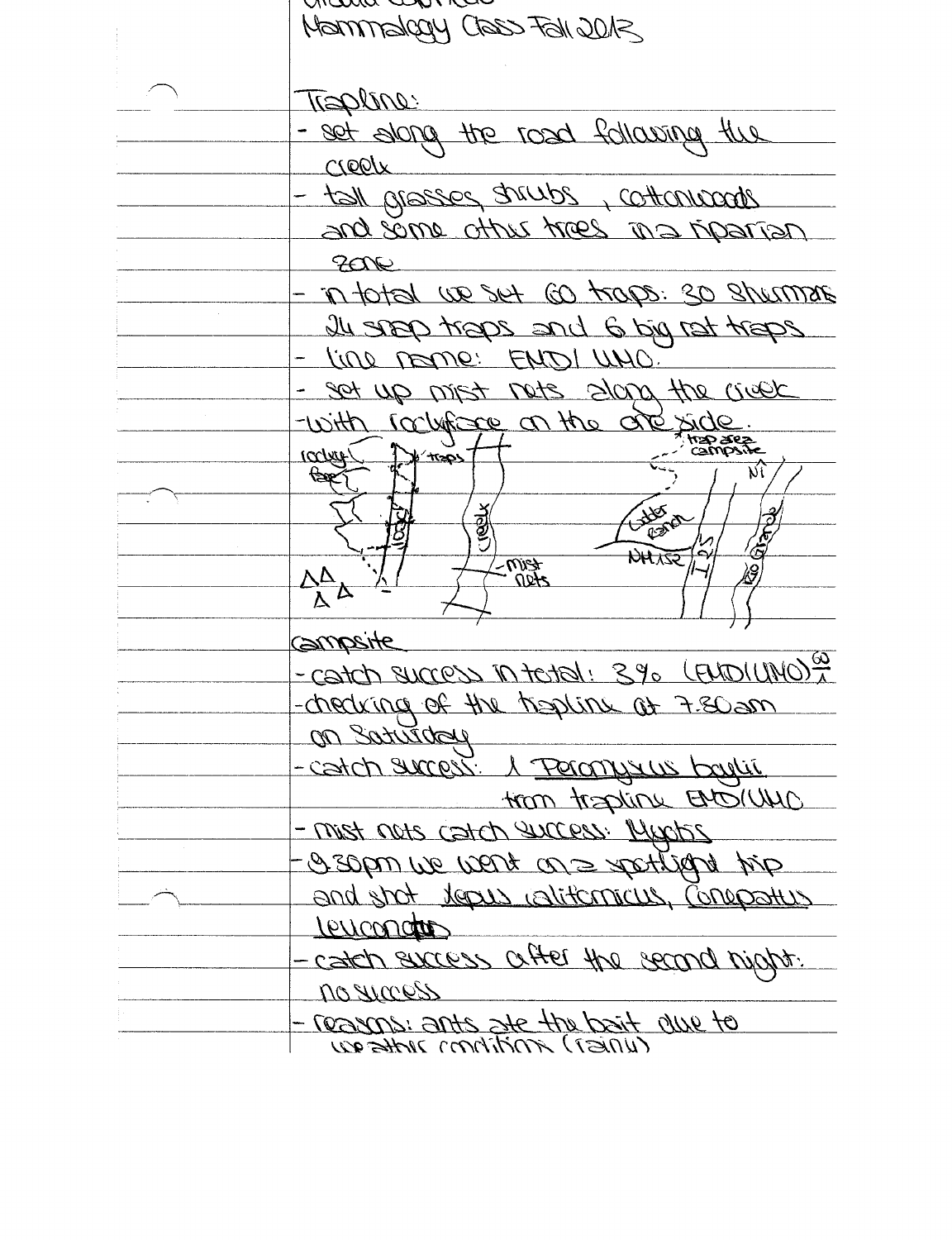Mammalogy Class Fall 2013

Trapline:

- set along the road following the creek
- tall grasses, shrubs, cottonwoods and some other trees in a riparian zone
- in total we set 60 traps: 30 Shermans, 24 snap traps and 6 big rat traps
- line name: EMD/ UMO.
- set up mist nets along the creek
- with rockface on the one side.

Campsite

- catch success in total: 3% (EMD/UMO) $\frac{60}{1}$
- checking of the trapline at 7.30am on Saturday
- catch success: 1 Peromyscus boylii from trapline EMD/UMO
- mist nets catch success: Myotis
- 9.30pm we went on a spotlight trip and shot Lepus californicus, Conepatus leuconotus
- catch success after the second night: no success
- reasons: ants ate the bait due to weather conditions (rainy)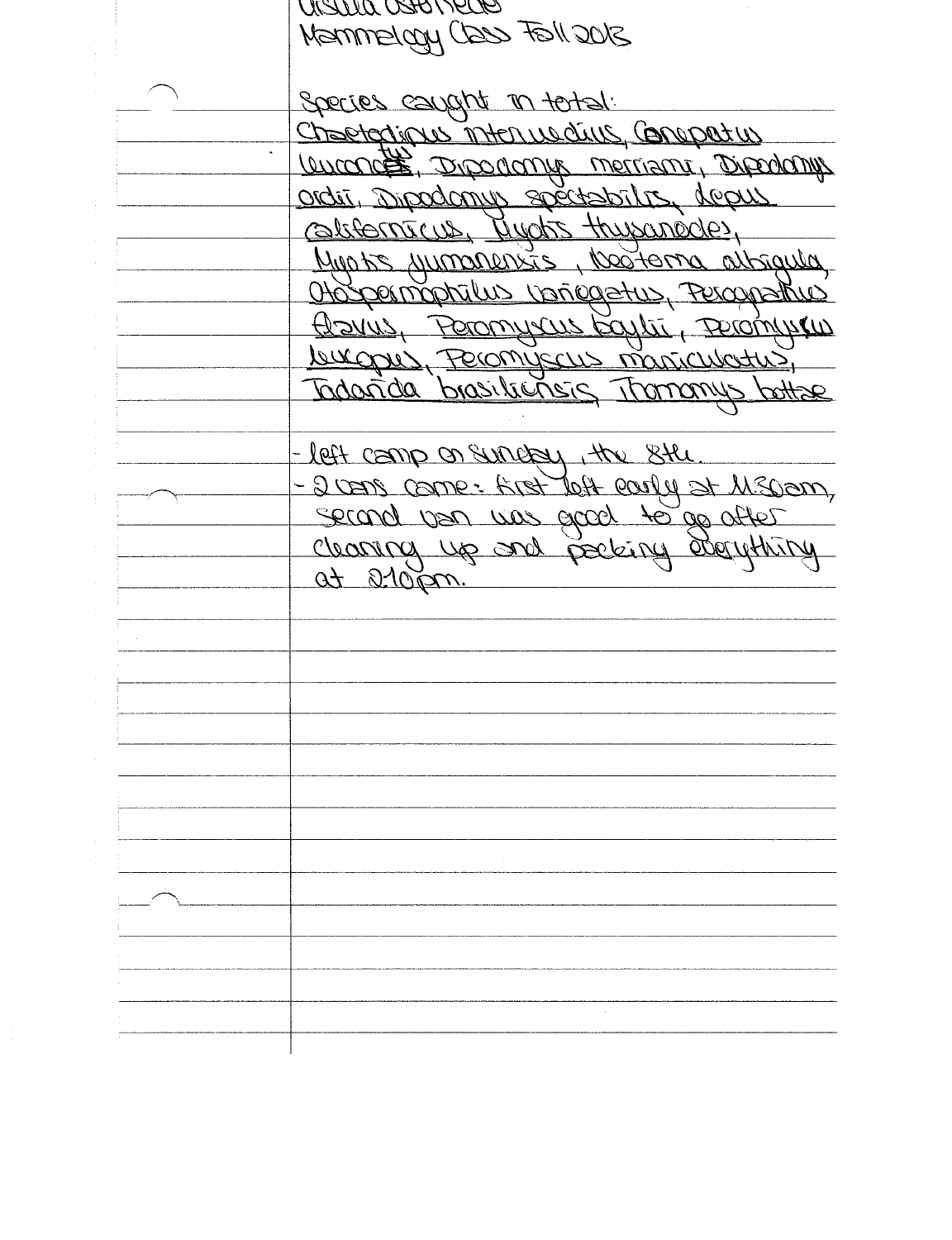Ursula Ostenledo
Mammalogy Class Fall 2013

Species caught in total:
Chaetodipus intermedius, Conepatus leuconotus, Dipodomys merriami, Dipodomys ordii, Dipodomys spectabilis, Lepus californicus, Myotis thysanodes, Myotis yumanensis, Neotoma albigula, Otospermophilus variegatus, Perognathus flavus, Peromyscus boylii, Peromyscus leucopus, Peromyscus maniculatus, Tadarida brasiliensis, Thomomys bottae

- left camp on Sunday, the 8th.
- 2 vans came: first left early at 11:30am, second van was good to go after cleaning up and packing everything at 2:10pm.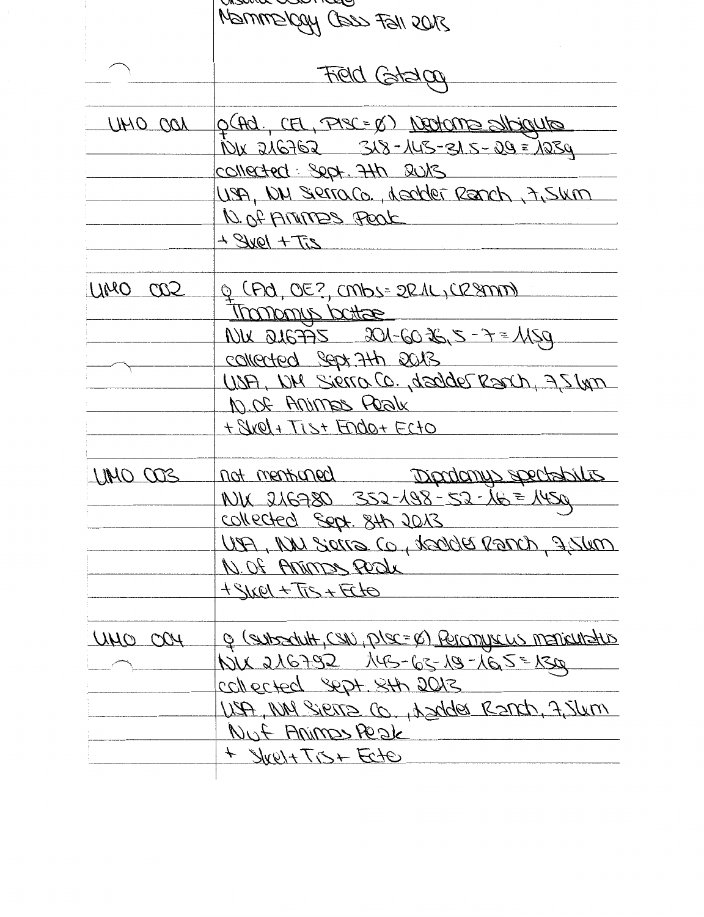Mammalogy Class Fall 2013

## Field Catalog

**UMO 001**

♀ (Ad., CFL, PISC=Ø) Neotoma albigula
NK 216762 318-143-31.5-29 = 123g
collected: Sept. 7th 2013
USA, NM Sierra Co., Ladder Ranch, 7.5km
N. of Animas Peak
+ Skel + Tis

**UMO 002**

♀ (Ad, OE?, cmbs=2R1L, CR8mm)
Thomomys bottae
NK 216775 201-60-26.5-7 = 115g
collected Sept. 7th 2013
USA, NM Sierra Co., Ladder Ranch, 7.5km
N. of Animas Peak
+ Skel + Tis + Endo + Ecto

**UMO 003**

not mentioned Dipodomys spectabilis
NK 216780 352-198-52-16 = 145g
collected Sept. 8th 2013
USA, NM Sierra Co., Ladder Ranch, 7.5km
N. of Animas Peak
+ Skel + Tis + Ecto

**UMO 004**

♀ (subadult, CSN, plsc=Ø) Peromyscus maniculatus
NK 216792 143-63-19-16.5 = 13g
collected Sept. 8th 2013
USA, NM Sierra Co., Ladder Ranch, 7.5km
N. of Animas Peak
+ Skel + Tis + Ecto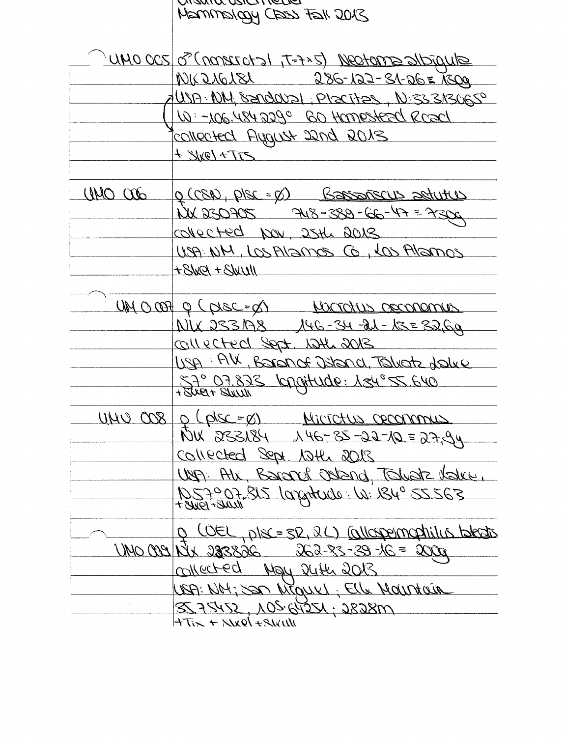Mammalogy Class Fall 2013

UMO 005 | ♂ (nonscrotal, T=7×5) *Neotoma albigula*
NK 216181 286-122-31-26 = 130g
USA: NM; Sandoval; Placitas, N: 35.313065°
W: -106.484229° 60 Homestead Road
collected August 22nd 2013
+ Skel + Tis

UMO 006 | ♀ (CSN, plsc = ∅) *Bassariscus astutus*
NK 230705 748-389-66-47 = 730g
collected Nov. 25th 2013
USA: NM, Los Alamos Co., Los Alamos
+ Skel + Skull

UMO 007 | ♀ (plsc = ∅) *Microtus oeconomus*
NK 233178 146-34-21-13 = 32.6g
collected Sept. 12th 2013
USA: AK, Baranof Island, Takatz Lake
57° 07.823 longitude: 134° 55.640
+ Skel + Skull

UMO 008 | ♀ (plsc = ∅) *Microtus oeconomus*
NK 233184 146-35-22-12 = 27.9g
collected Sept. 12th 2013
USA: AK, Baranof Island, Takatz Lake,
N 57° 07.815 longitude: W: 134° 55.563
+ Skel + Skull

UMO 009 | ♀ (OEL, plsc = 3R, 2L) *Callospermophilus lateralis*
NK 233826 262-83-39-16 = 200g
collected May 24th 2013
USA: NM; San Miguel; Elk Mountain
35.75452, 105.64251; 2828m
+ Tis + Skel + Skull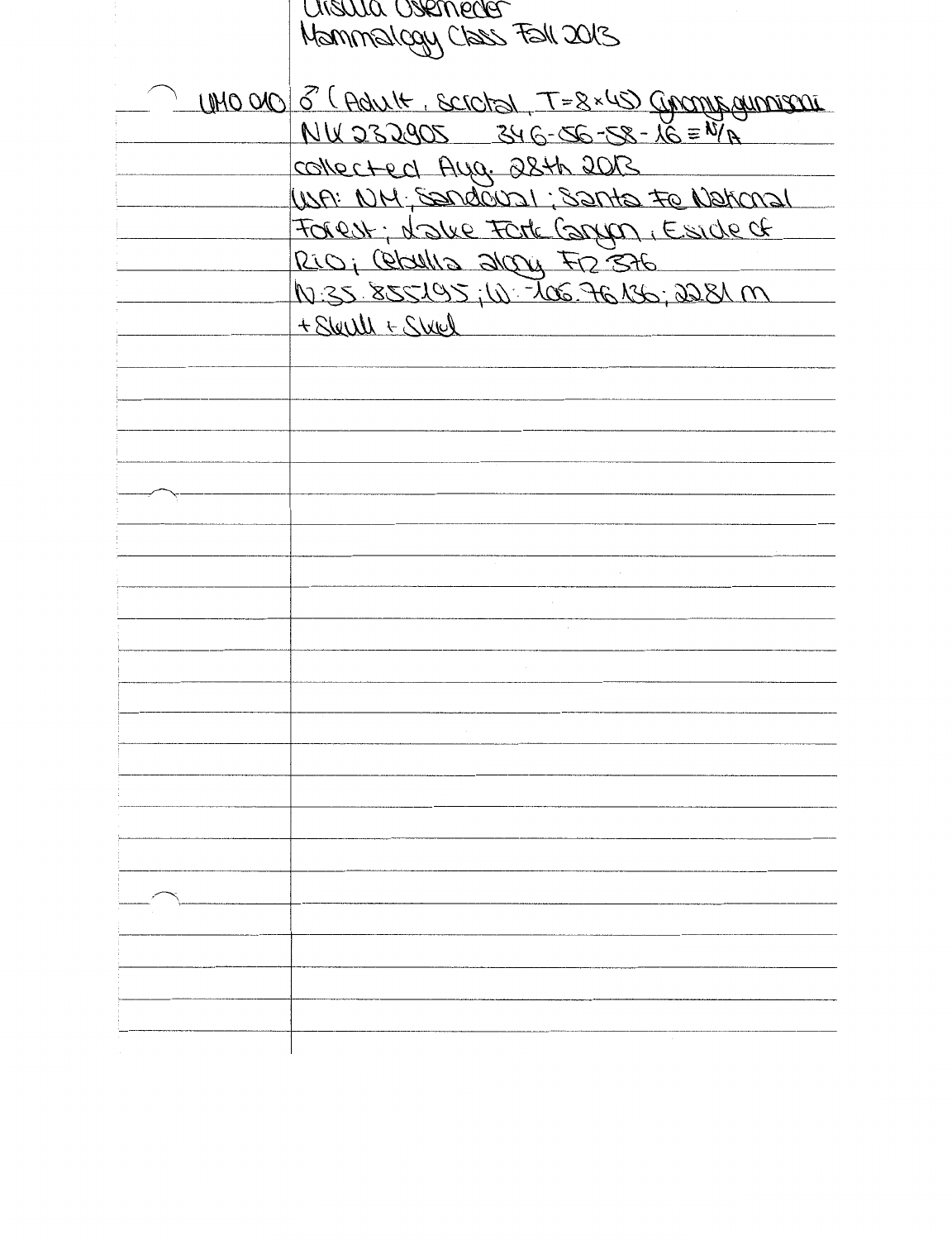Ursula Ostermeder
Mammalogy Class Fall 2013

UMO 010 ♂ (Adult, scrotal, T=8×45) *Cynomys gunnisoni*
NK 232905 346-56-58-16 = N/A
collected Aug. 28th 2013
USA: NM; Sandoval; Santa Fe National Forest; Lake Fork Canyon, E side of Rio; Cebolla along FR 376
N: 35.855195; W: -106.76136; 2281 m
+ Skull + Skel